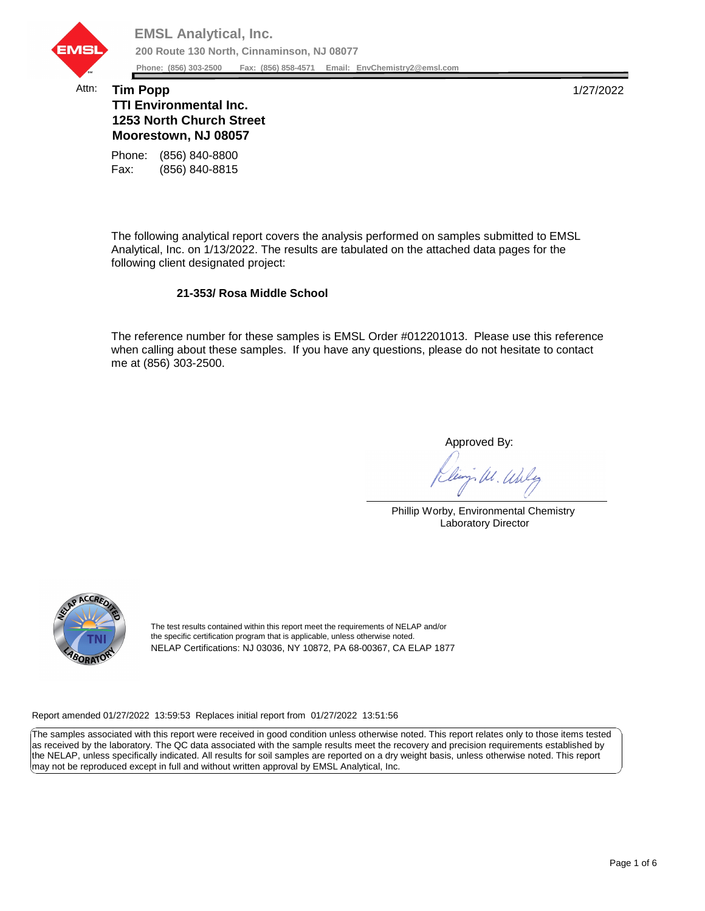**EMSL Analytical, Inc.**

**200 Route 130 North, Cinnaminson, NJ 08077**

**Phone: (856) 303-2500 Fax: (856) 858-4571 Email: EnvChemistry2@emsl.com**

Attn: **Tim Popp**
**TTI Environmental Inc.**
**1253 North Church Street**
**Moorestown, NJ 08057**

1/27/2022

Phone: (856) 840-8800
Fax: (856) 840-8815

The following analytical report covers the analysis performed on samples submitted to EMSL Analytical, Inc. on 1/13/2022. The results are tabulated on the attached data pages for the following client designated project:

**21-353/ Rosa Middle School**

The reference number for these samples is EMSL Order #012201013. Please use this reference when calling about these samples. If you have any questions, please do not hesitate to contact me at (856) 303-2500.

Approved By:

Phillip Worby, Environmental Chemistry Laboratory Director

The test results contained within this report meet the requirements of NELAP and/or the specific certification program that is applicable, unless otherwise noted.
NELAP Certifications: NJ 03036, NY 10872, PA 68-00367, CA ELAP 1877

Report amended 01/27/2022 13:59:53 Replaces initial report from 01/27/2022 13:51:56

The samples associated with this report were received in good condition unless otherwise noted. This report relates only to those items tested as received by the laboratory. The QC data associated with the sample results meet the recovery and precision requirements established by the NELAP, unless specifically indicated. All results for soil samples are reported on a dry weight basis, unless otherwise noted. This report may not be reproduced except in full and without written approval by EMSL Analytical, Inc.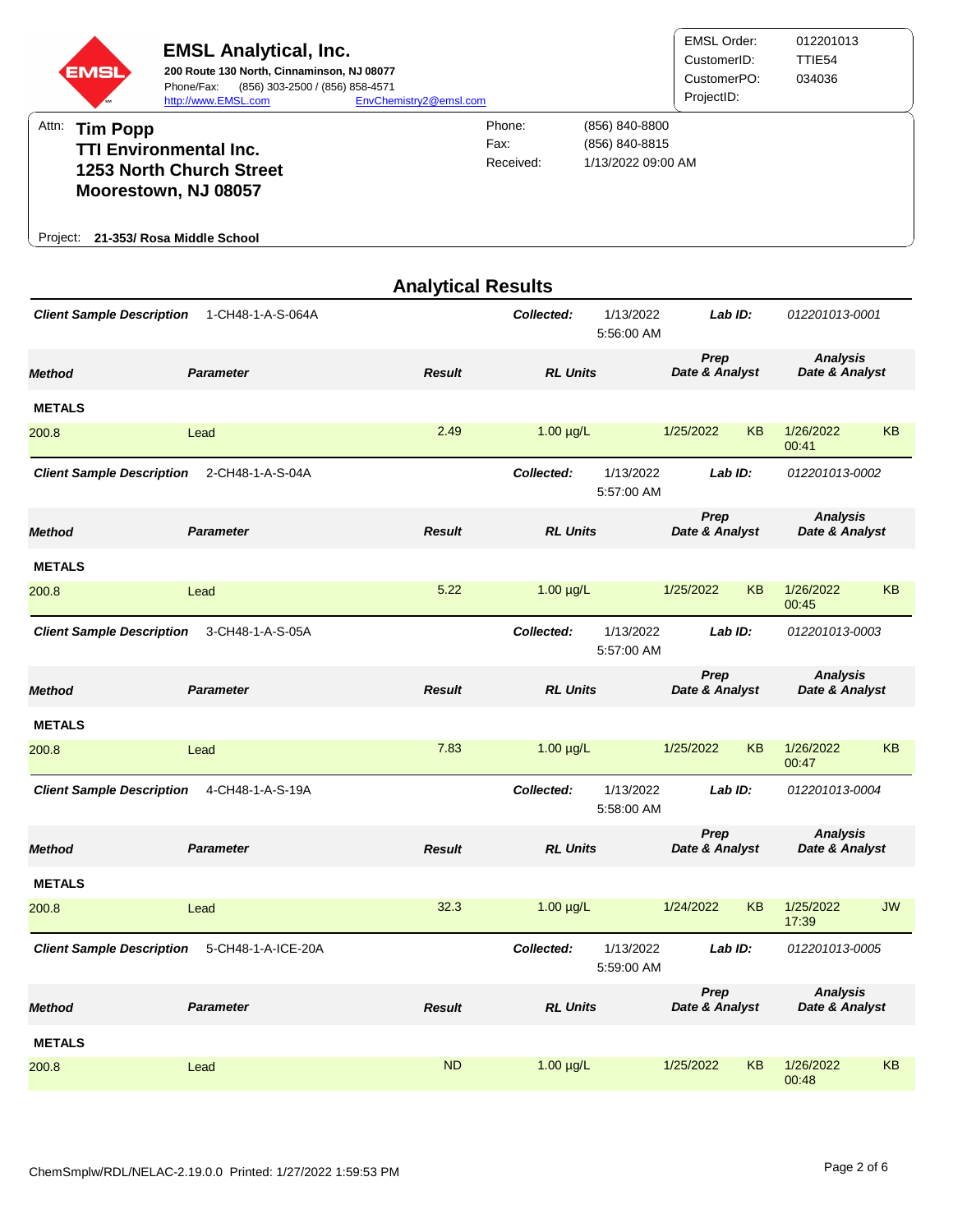**EMSL Analytical, Inc.**
**200 Route 130 North, Cinnaminson, NJ 08077**
Phone/Fax: (856) 303-2500 / (856) 858-4571
http://www.EMSL.com EnvChemistry2@emsl.com

| | |
|---|---|
| EMSL Order: | 012201013 |
| CustomerID: | TTIE54 |
| CustomerPO: | 034036 |
| ProjectID: | |

Attn: **Tim Popp**
**TTI Environmental Inc.**
**1253 North Church Street**
**Moorestown, NJ 08057**

| | |
|---|---|
| Phone: | (856) 840-8800 |
| Fax: | (856) 840-8815 |
| Received: | 1/13/2022 09:00 AM |

Project: **21-353/ Rosa Middle School**

## Analytical Results

***Client Sample Description*** 1-CH48-1-A-S-064A — ***Collected:*** 1/13/2022 5:56:00 AM — ***Lab ID:*** *012201013-0001*

| Method | Parameter | Result | RL Units | Prep Date | Prep Analyst | Analysis Date | Analysis Analyst |
|---|---|---|---|---|---|---|---|
| **METALS** | | | | | | | |
| 200.8 | Lead | 2.49 | 1.00 µg/L | 1/25/2022 | KB | 1/26/2022 00:41 | KB |

***Client Sample Description*** 2-CH48-1-A-S-04A — ***Collected:*** 1/13/2022 5:57:00 AM — ***Lab ID:*** *012201013-0002*

| Method | Parameter | Result | RL Units | Prep Date | Prep Analyst | Analysis Date | Analysis Analyst |
|---|---|---|---|---|---|---|---|
| **METALS** | | | | | | | |
| 200.8 | Lead | 5.22 | 1.00 µg/L | 1/25/2022 | KB | 1/26/2022 00:45 | KB |

***Client Sample Description*** 3-CH48-1-A-S-05A — ***Collected:*** 1/13/2022 5:57:00 AM — ***Lab ID:*** *012201013-0003*

| Method | Parameter | Result | RL Units | Prep Date | Prep Analyst | Analysis Date | Analysis Analyst |
|---|---|---|---|---|---|---|---|
| **METALS** | | | | | | | |
| 200.8 | Lead | 7.83 | 1.00 µg/L | 1/25/2022 | KB | 1/26/2022 00:47 | KB |

***Client Sample Description*** 4-CH48-1-A-S-19A — ***Collected:*** 1/13/2022 5:58:00 AM — ***Lab ID:*** *012201013-0004*

| Method | Parameter | Result | RL Units | Prep Date | Prep Analyst | Analysis Date | Analysis Analyst |
|---|---|---|---|---|---|---|---|
| **METALS** | | | | | | | |
| 200.8 | Lead | 32.3 | 1.00 µg/L | 1/24/2022 | KB | 1/25/2022 17:39 | JW |

***Client Sample Description*** 5-CH48-1-A-ICE-20A — ***Collected:*** 1/13/2022 5:59:00 AM — ***Lab ID:*** *012201013-0005*

| Method | Parameter | Result | RL Units | Prep Date | Prep Analyst | Analysis Date | Analysis Analyst |
|---|---|---|---|---|---|---|---|
| **METALS** | | | | | | | |
| 200.8 | Lead | ND | 1.00 µg/L | 1/25/2022 | KB | 1/26/2022 00:48 | KB |

ChemSmplw/RDL/NELAC-2.19.0.0 Printed: 1/27/2022 1:59:53 PM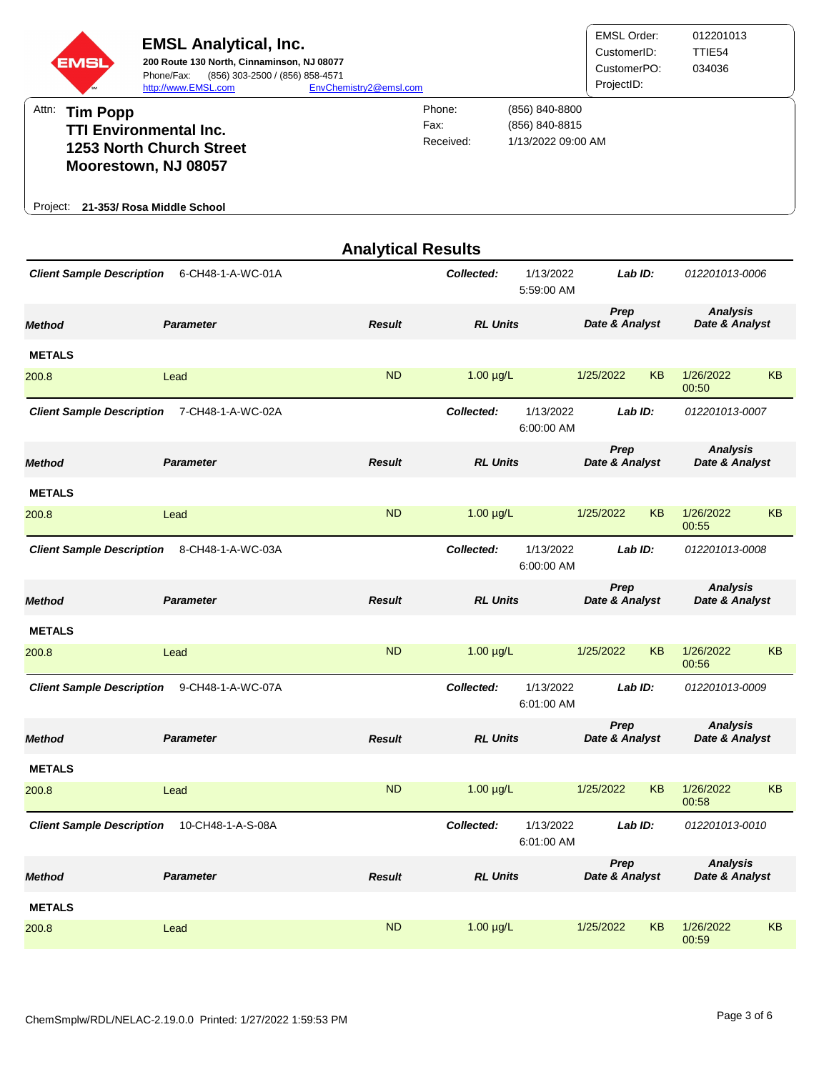**EMSL Analytical, Inc.**
**200 Route 130 North, Cinnaminson, NJ 08077**
Phone/Fax: (856) 303-2500 / (856) 858-4571
http://www.EMSL.com EnvChemistry2@emsl.com

| | |
|---|---|
| EMSL Order: | 012201013 |
| CustomerID: | TTIE54 |
| CustomerPO: | 034036 |
| ProjectID: | |

Attn: **Tim Popp**
**TTI Environmental Inc.**
**1253 North Church Street**
**Moorestown, NJ 08057**

| | |
|---|---|
| Phone: | (856) 840-8800 |
| Fax: | (856) 840-8815 |
| Received: | 1/13/2022 09:00 AM |

Project: **21-353/ Rosa Middle School**

## Analytical Results

***Client Sample Description*** 6-CH48-1-A-WC-01A — ***Collected:*** 1/13/2022 5:59:00 AM — ***Lab ID:*** *012201013-0006*

| *Method* | *Parameter* | *Result* | *RL Units* | *Prep Date & Analyst* | | *Analysis Date & Analyst* | |
|---|---|---|---|---|---|---|---|
| **METALS** | | | | | | | |
| 200.8 | Lead | ND | 1.00 µg/L | 1/25/2022 | KB | 1/26/2022 00:50 | KB |

***Client Sample Description*** 7-CH48-1-A-WC-02A — ***Collected:*** 1/13/2022 6:00:00 AM — ***Lab ID:*** *012201013-0007*

| *Method* | *Parameter* | *Result* | *RL Units* | *Prep Date & Analyst* | | *Analysis Date & Analyst* | |
|---|---|---|---|---|---|---|---|
| **METALS** | | | | | | | |
| 200.8 | Lead | ND | 1.00 µg/L | 1/25/2022 | KB | 1/26/2022 00:55 | KB |

***Client Sample Description*** 8-CH48-1-A-WC-03A — ***Collected:*** 1/13/2022 6:00:00 AM — ***Lab ID:*** *012201013-0008*

| *Method* | *Parameter* | *Result* | *RL Units* | *Prep Date & Analyst* | | *Analysis Date & Analyst* | |
|---|---|---|---|---|---|---|---|
| **METALS** | | | | | | | |
| 200.8 | Lead | ND | 1.00 µg/L | 1/25/2022 | KB | 1/26/2022 00:56 | KB |

***Client Sample Description*** 9-CH48-1-A-WC-07A — ***Collected:*** 1/13/2022 6:01:00 AM — ***Lab ID:*** *012201013-0009*

| *Method* | *Parameter* | *Result* | *RL Units* | *Prep Date & Analyst* | | *Analysis Date & Analyst* | |
|---|---|---|---|---|---|---|---|
| **METALS** | | | | | | | |
| 200.8 | Lead | ND | 1.00 µg/L | 1/25/2022 | KB | 1/26/2022 00:58 | KB |

***Client Sample Description*** 10-CH48-1-A-S-08A — ***Collected:*** 1/13/2022 6:01:00 AM — ***Lab ID:*** *012201013-0010*

| *Method* | *Parameter* | *Result* | *RL Units* | *Prep Date & Analyst* | | *Analysis Date & Analyst* | |
|---|---|---|---|---|---|---|---|
| **METALS** | | | | | | | |
| 200.8 | Lead | ND | 1.00 µg/L | 1/25/2022 | KB | 1/26/2022 00:59 | KB |

ChemSmplw/RDL/NELAC-2.19.0.0 Printed: 1/27/2022 1:59:53 PM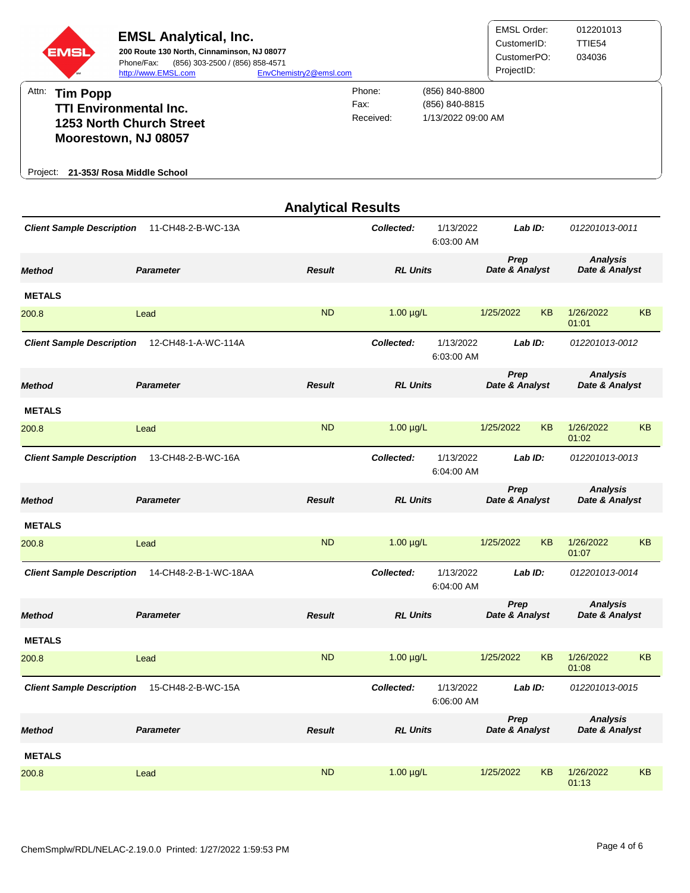**EMSL Analytical, Inc.**
**200 Route 130 North, Cinnaminson, NJ 08077**
Phone/Fax: (856) 303-2500 / (856) 858-4571
http://www.EMSL.com EnvChemistry2@emsl.com

| | |
|---|---|
| EMSL Order: | 012201013 |
| CustomerID: | TTIE54 |
| CustomerPO: | 034036 |
| ProjectID: | |

Attn: **Tim Popp**
**TTI Environmental Inc.**
**1253 North Church Street**
**Moorestown, NJ 08057**

| | |
|---|---|
| Phone: | (856) 840-8800 |
| Fax: | (856) 840-8815 |
| Received: | 1/13/2022 09:00 AM |

Project: **21-353/ Rosa Middle School**

## Analytical Results

***Client Sample Description*** 11-CH48-2-B-WC-13A — ***Collected:*** 1/13/2022 6:03:00 AM — ***Lab ID:*** *012201013-0011*

| Method | Parameter | Result | RL Units | Prep Date & Analyst | | Analysis Date & Analyst | |
|---|---|---|---|---|---|---|---|
| **METALS** | | | | | | | |
| 200.8 | Lead | ND | 1.00 µg/L | 1/25/2022 | KB | 1/26/2022 01:01 | KB |

***Client Sample Description*** 12-CH48-1-A-WC-114A — ***Collected:*** 1/13/2022 6:03:00 AM — ***Lab ID:*** *012201013-0012*

| Method | Parameter | Result | RL Units | Prep Date & Analyst | | Analysis Date & Analyst | |
|---|---|---|---|---|---|---|---|
| **METALS** | | | | | | | |
| 200.8 | Lead | ND | 1.00 µg/L | 1/25/2022 | KB | 1/26/2022 01:02 | KB |

***Client Sample Description*** 13-CH48-2-B-WC-16A — ***Collected:*** 1/13/2022 6:04:00 AM — ***Lab ID:*** *012201013-0013*

| Method | Parameter | Result | RL Units | Prep Date & Analyst | | Analysis Date & Analyst | |
|---|---|---|---|---|---|---|---|
| **METALS** | | | | | | | |
| 200.8 | Lead | ND | 1.00 µg/L | 1/25/2022 | KB | 1/26/2022 01:07 | KB |

***Client Sample Description*** 14-CH48-2-B-1-WC-18AA — ***Collected:*** 1/13/2022 6:04:00 AM — ***Lab ID:*** *012201013-0014*

| Method | Parameter | Result | RL Units | Prep Date & Analyst | | Analysis Date & Analyst | |
|---|---|---|---|---|---|---|---|
| **METALS** | | | | | | | |
| 200.8 | Lead | ND | 1.00 µg/L | 1/25/2022 | KB | 1/26/2022 01:08 | KB |

***Client Sample Description*** 15-CH48-2-B-WC-15A — ***Collected:*** 1/13/2022 6:06:00 AM — ***Lab ID:*** *012201013-0015*

| Method | Parameter | Result | RL Units | Prep Date & Analyst | | Analysis Date & Analyst | |
|---|---|---|---|---|---|---|---|
| **METALS** | | | | | | | |
| 200.8 | Lead | ND | 1.00 µg/L | 1/25/2022 | KB | 1/26/2022 01:13 | KB |

ChemSmplw/RDL/NELAC-2.19.0.0 Printed: 1/27/2022 1:59:53 PM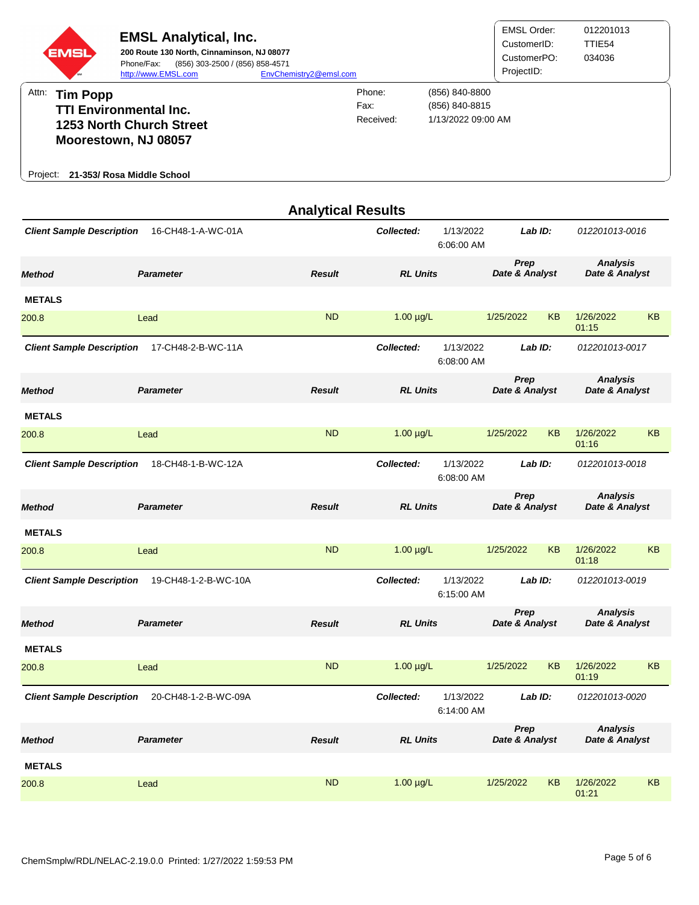# EMSL Analytical, Inc.

**200 Route 130 North, Cinnaminson, NJ 08077**
Phone/Fax: (856) 303-2500 / (856) 858-4571
http://www.EMSL.com EnvChemistry2@emsl.com

| | |
|---|---|
| EMSL Order: | 012201013 |
| CustomerID: | TTIE54 |
| CustomerPO: | 034036 |
| ProjectID: | |

Attn: **Tim Popp**
**TTI Environmental Inc.**
**1253 North Church Street**
**Moorestown, NJ 08057**

| | |
|---|---|
| Phone: | (856) 840-8800 |
| Fax: | (856) 840-8815 |
| Received: | 1/13/2022 09:00 AM |

Project: **21-353/ Rosa Middle School**

## Analytical Results

**Client Sample Description** 16-CH48-1-A-WC-01A — ***Collected:*** 1/13/2022 6:06:00 AM — ***Lab ID:*** *012201013-0016*

| Method | Parameter | Result | RL Units | Prep Date | Prep Analyst | Analysis Date | Analysis Analyst |
|---|---|---|---|---|---|---|---|
| **METALS** | | | | | | | |
| 200.8 | Lead | ND | 1.00 µg/L | 1/25/2022 | KB | 1/26/2022 01:15 | KB |

**Client Sample Description** 17-CH48-2-B-WC-11A — ***Collected:*** 1/13/2022 6:08:00 AM — ***Lab ID:*** *012201013-0017*

| Method | Parameter | Result | RL Units | Prep Date | Prep Analyst | Analysis Date | Analysis Analyst |
|---|---|---|---|---|---|---|---|
| **METALS** | | | | | | | |
| 200.8 | Lead | ND | 1.00 µg/L | 1/25/2022 | KB | 1/26/2022 01:16 | KB |

**Client Sample Description** 18-CH48-1-B-WC-12A — ***Collected:*** 1/13/2022 6:08:00 AM — ***Lab ID:*** *012201013-0018*

| Method | Parameter | Result | RL Units | Prep Date | Prep Analyst | Analysis Date | Analysis Analyst |
|---|---|---|---|---|---|---|---|
| **METALS** | | | | | | | |
| 200.8 | Lead | ND | 1.00 µg/L | 1/25/2022 | KB | 1/26/2022 01:18 | KB |

**Client Sample Description** 19-CH48-1-2-B-WC-10A — ***Collected:*** 1/13/2022 6:15:00 AM — ***Lab ID:*** *012201013-0019*

| Method | Parameter | Result | RL Units | Prep Date | Prep Analyst | Analysis Date | Analysis Analyst |
|---|---|---|---|---|---|---|---|
| **METALS** | | | | | | | |
| 200.8 | Lead | ND | 1.00 µg/L | 1/25/2022 | KB | 1/26/2022 01:19 | KB |

**Client Sample Description** 20-CH48-1-2-B-WC-09A — ***Collected:*** 1/13/2022 6:14:00 AM — ***Lab ID:*** *012201013-0020*

| Method | Parameter | Result | RL Units | Prep Date | Prep Analyst | Analysis Date | Analysis Analyst |
|---|---|---|---|---|---|---|---|
| **METALS** | | | | | | | |
| 200.8 | Lead | ND | 1.00 µg/L | 1/25/2022 | KB | 1/26/2022 01:21 | KB |

ChemSmplw/RDL/NELAC-2.19.0.0 Printed: 1/27/2022 1:59:53 PM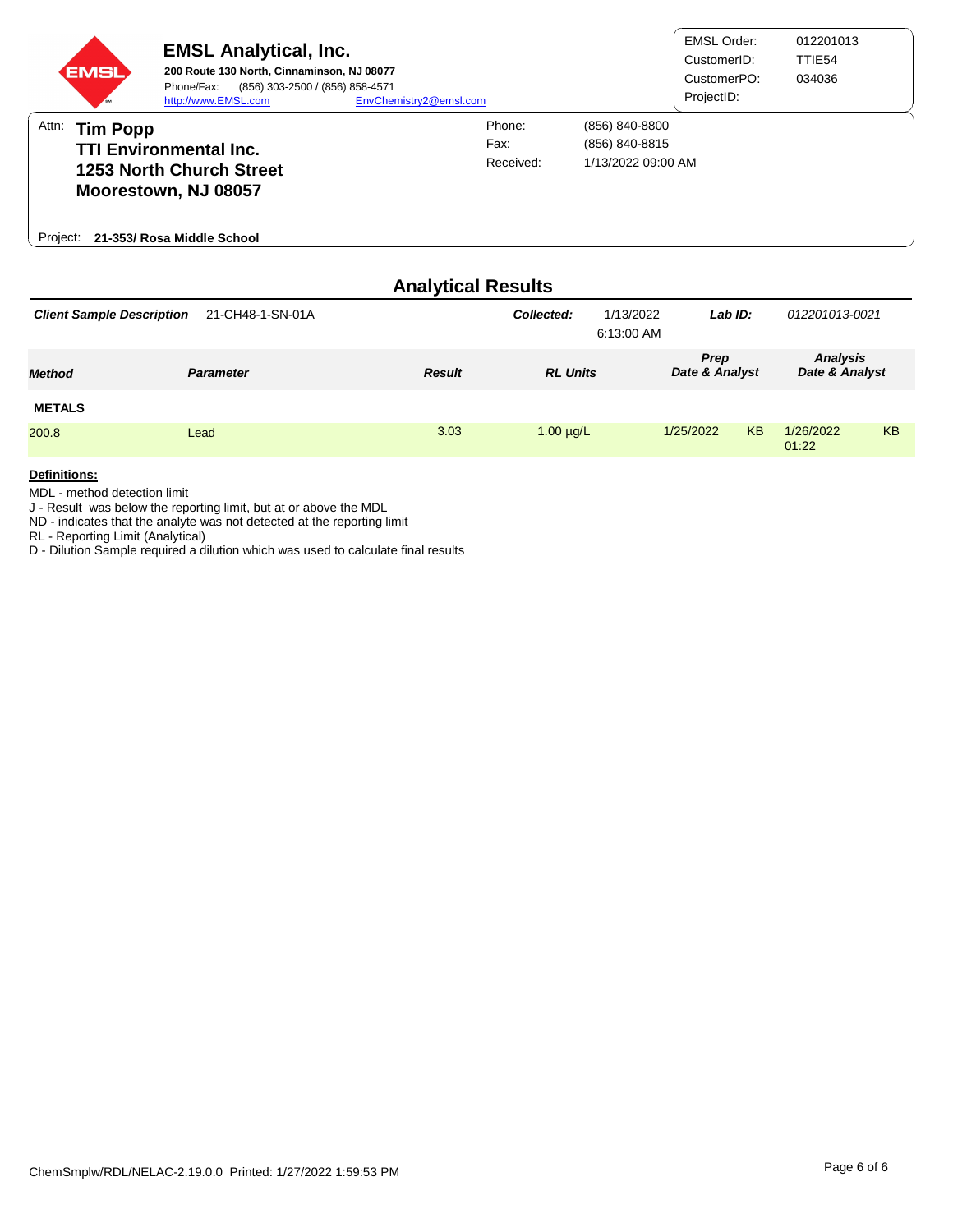**EMSL Analytical, Inc.**
**200 Route 130 North, Cinnaminson, NJ 08077**
Phone/Fax: (856) 303-2500 / (856) 858-4571
http://www.EMSL.com EnvChemistry2@emsl.com

| | |
|---|---|
| EMSL Order: | 012201013 |
| CustomerID: | TTIE54 |
| CustomerPO: | 034036 |
| ProjectID: | |

Attn: **Tim Popp**
**TTI Environmental Inc.**
**1253 North Church Street**
**Moorestown, NJ 08057**

| | |
|---|---|
| Phone: | (856) 840-8800 |
| Fax: | (856) 840-8815 |
| Received: | 1/13/2022 09:00 AM |

Project: **21-353/ Rosa Middle School**

## Analytical Results

***Client Sample Description*** 21-CH48-1-SN-01A ***Collected:*** 1/13/2022 6:13:00 AM ***Lab ID:*** *012201013-0021*

| *Method* | *Parameter* | *Result* | *RL Units* | *Prep Date & Analyst* | | *Analysis Date & Analyst* | |
|---|---|---|---|---|---|---|---|
| **METALS** | | | | | | | |
| 200.8 | Lead | 3.03 | 1.00 µg/L | 1/25/2022 | KB | 1/26/2022 01:22 | KB |

**Definitions:**

MDL - method detection limit
J - Result was below the reporting limit, but at or above the MDL
ND - indicates that the analyte was not detected at the reporting limit
RL - Reporting Limit (Analytical)
D - Dilution Sample required a dilution which was used to calculate final results

ChemSmplw/RDL/NELAC-2.19.0.0 Printed: 1/27/2022 1:59:53 PM